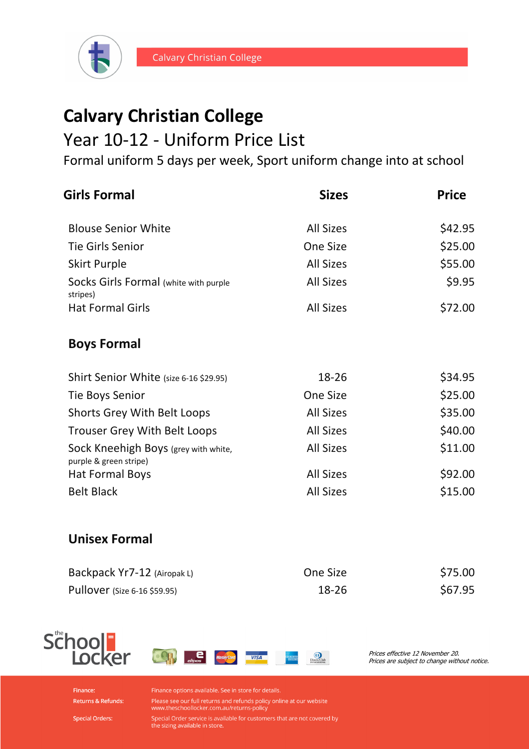Calvary Christian College

# Calvary Christian College

## Year 10-12 - Uniform Price List

Formal uniform 5 days per week, Sport uniform change into at school

| Girls Formal | Sizes | Price |
|---|---|---|
| Blouse Senior White | All Sizes | $42.95 |
| Tie Girls Senior | One Size | $25.00 |
| Skirt Purple | All Sizes | $55.00 |
| Socks Girls Formal (white with purple stripes) | All Sizes | $9.95 |
| Hat Formal Girls | All Sizes | $72.00 |

### Boys Formal

| Item | Sizes | Price |
|---|---|---|
| Shirt Senior White (size 6-16 $29.95) | 18-26 | $34.95 |
| Tie Boys Senior | One Size | $25.00 |
| Shorts Grey With Belt Loops | All Sizes | $35.00 |
| Trouser Grey With Belt Loops | All Sizes | $40.00 |
| Sock Kneehigh Boys (grey with white, purple & green stripe) | All Sizes | $11.00 |
| Hat Formal Boys | All Sizes | $92.00 |
| Belt Black | All Sizes | $15.00 |

### Unisex Formal

| Item | Sizes | Price |
|---|---|---|
| Backpack Yr7-12 (Airopak L) | One Size | $75.00 |
| Pullover (Size 6-16 $59.95) | 18-26 | $67.95 |

the School Locker

*Prices effective 12 November 20.*
*Prices are subject to change without notice.*

**Finance:** Finance options available. See in store for details.

**Returns & Refunds:** Please see our full returns and refunds policy online at our website www.theschoollocker.com.au/returns-policy

**Special Orders:** Special Order service is available for customers that are not covered by the sizing available in store.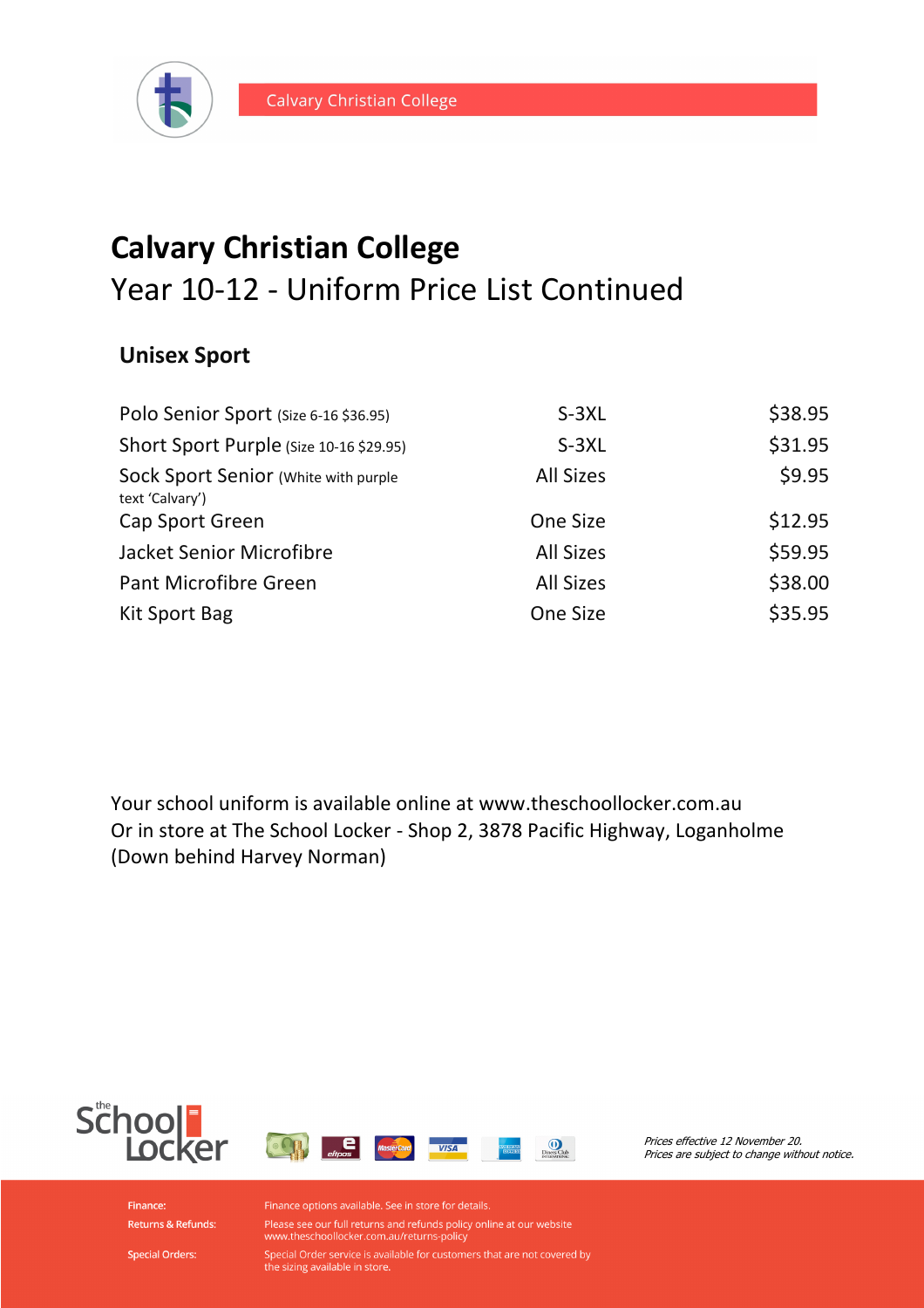Calvary Christian College

# Calvary Christian College

## Year 10-12 - Uniform Price List Continued

### Unisex Sport

| | | |
|---|---|---|
| Polo Senior Sport (Size 6-16 $36.95) | S-3XL | $38.95 |
| Short Sport Purple (Size 10-16 $29.95) | S-3XL | $31.95 |
| Sock Sport Senior (White with purple text 'Calvary') | All Sizes | $9.95 |
| Cap Sport Green | One Size | $12.95 |
| Jacket Senior Microfibre | All Sizes | $59.95 |
| Pant Microfibre Green | All Sizes | $38.00 |
| Kit Sport Bag | One Size | $35.95 |

Your school uniform is available online at www.theschoollocker.com.au
Or in store at The School Locker - Shop 2, 3878 Pacific Highway, Loganholme
(Down behind Harvey Norman)

*Prices effective 12 November 20.*
*Prices are subject to change without notice.*

**Finance:** Finance options available. See in store for details.

**Returns & Refunds:** Please see our full returns and refunds policy online at our website www.theschoollocker.com.au/returns-policy

**Special Orders:** Special Order service is available for customers that are not covered by the sizing available in store.